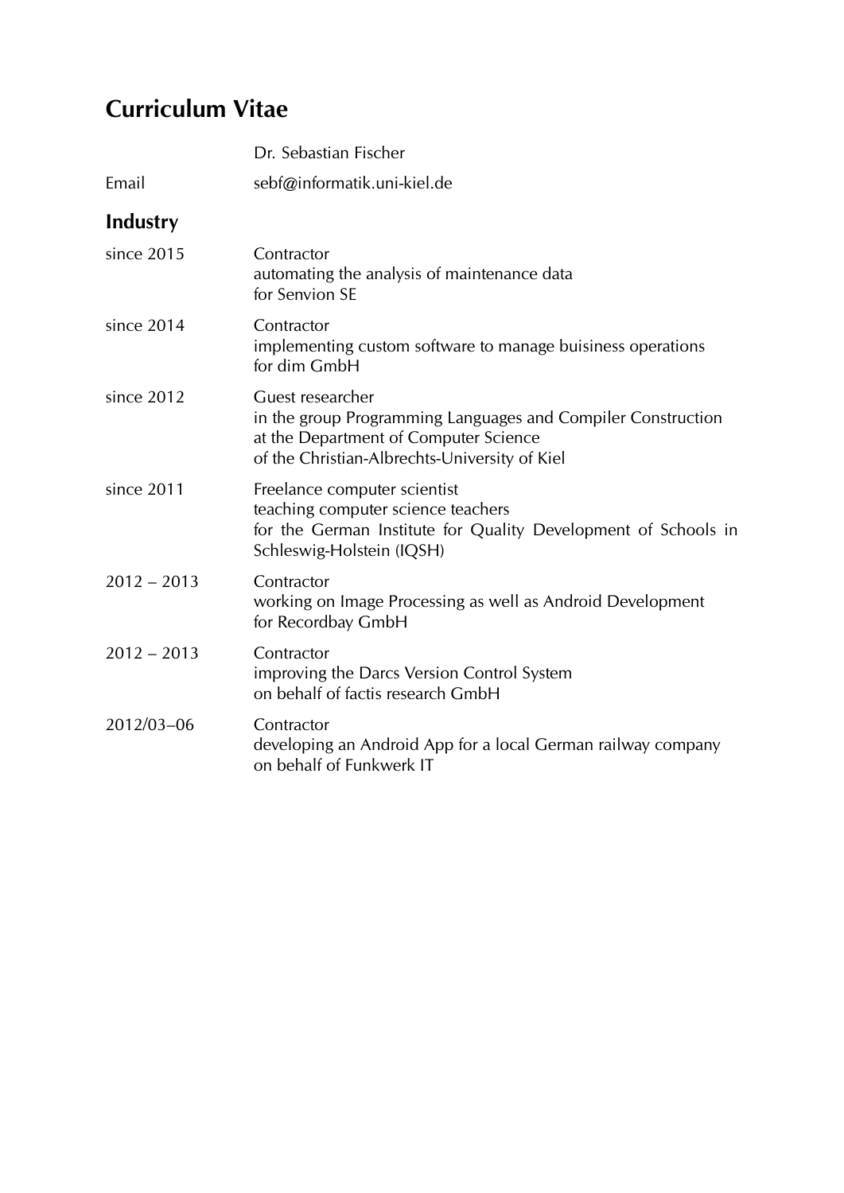# Curriculum Vitae

| | |
|---|---|
| | Dr. Sebastian Fischer |
| Email | sebf@informatik.uni-kiel.de |

## Industry

| | |
|---|---|
| since 2015 | Contractor<br>automating the analysis of maintenance data<br>for Senvion SE |
| since 2014 | Contractor<br>implementing custom software to manage buisiness operations<br>for dim GmbH |
| since 2012 | Guest researcher<br>in the group Programming Languages and Compiler Construction<br>at the Department of Computer Science<br>of the Christian-Albrechts-University of Kiel |
| since 2011 | Freelance computer scientist<br>teaching computer science teachers<br>for the German Institute for Quality Development of Schools in Schleswig-Holstein (IQSH) |
| 2012 – 2013 | Contractor<br>working on Image Processing as well as Android Development<br>for Recordbay GmbH |
| 2012 – 2013 | Contractor<br>improving the Darcs Version Control System<br>on behalf of factis research GmbH |
| 2012/03–06 | Contractor<br>developing an Android App for a local German railway company<br>on behalf of Funkwerk IT |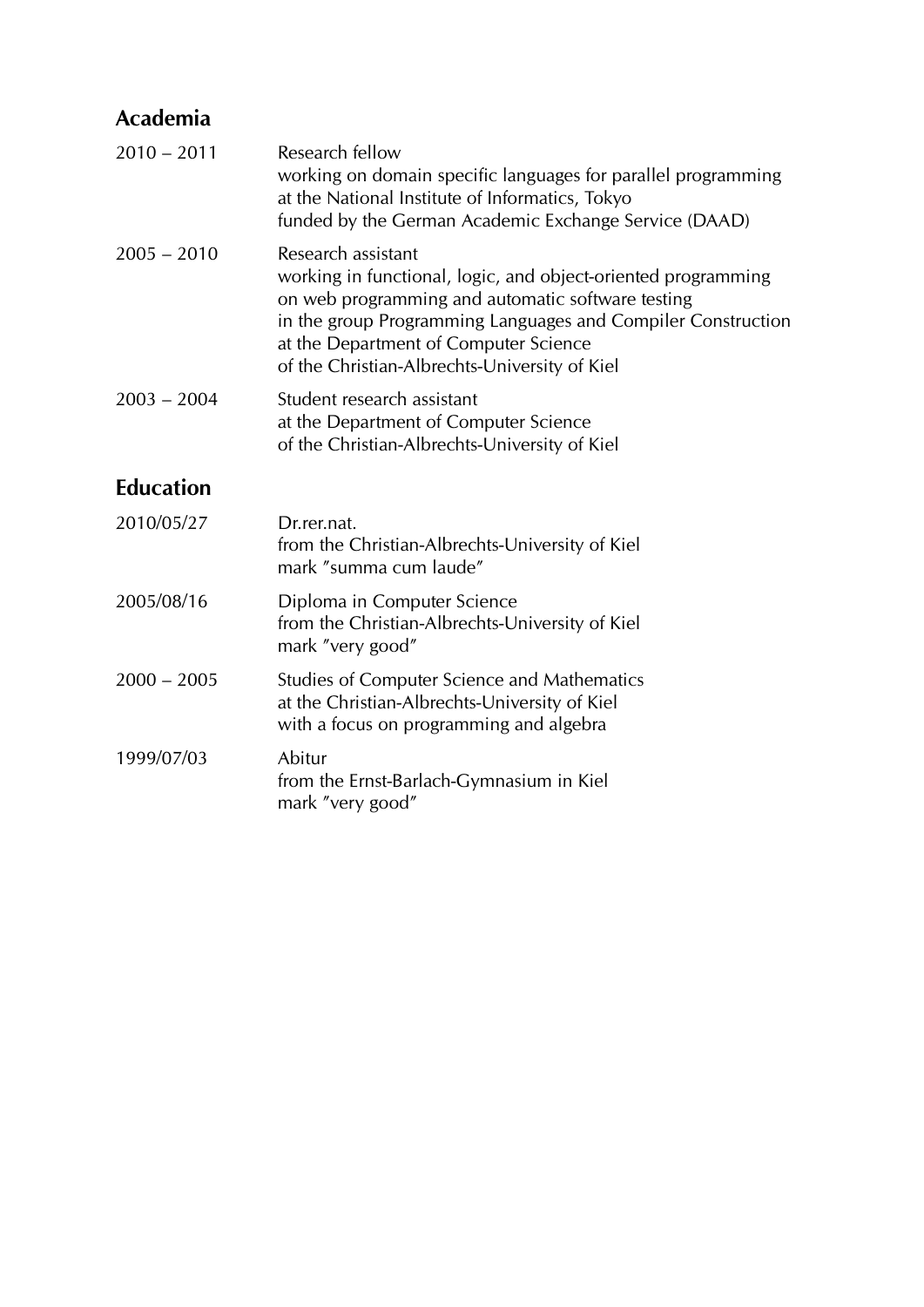## Academia

| | |
|---|---|
| 2010 – 2011 | Research fellow<br>working on domain specific languages for parallel programming<br>at the National Institute of Informatics, Tokyo<br>funded by the German Academic Exchange Service (DAAD) |
| 2005 – 2010 | Research assistant<br>working in functional, logic, and object-oriented programming<br>on web programming and automatic software testing<br>in the group Programming Languages and Compiler Construction<br>at the Department of Computer Science<br>of the Christian-Albrechts-University of Kiel |
| 2003 – 2004 | Student research assistant<br>at the Department of Computer Science<br>of the Christian-Albrechts-University of Kiel |

## Education

| | |
|---|---|
| 2010/05/27 | Dr.rer.nat.<br>from the Christian-Albrechts-University of Kiel<br>mark "summa cum laude" |
| 2005/08/16 | Diploma in Computer Science<br>from the Christian-Albrechts-University of Kiel<br>mark "very good" |
| 2000 – 2005 | Studies of Computer Science and Mathematics<br>at the Christian-Albrechts-University of Kiel<br>with a focus on programming and algebra |
| 1999/07/03 | Abitur<br>from the Ernst-Barlach-Gymnasium in Kiel<br>mark "very good" |